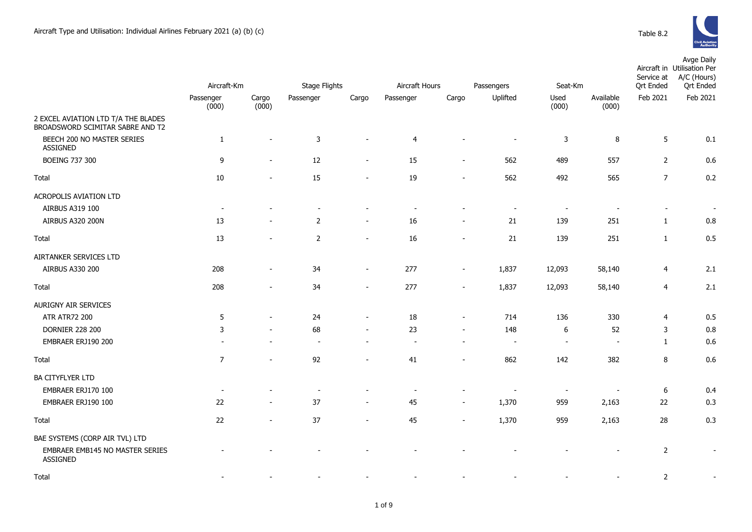Aircraft Type and Utilisation: Individual Airlines February 2021 (a) (b) (c)

Table 8.2

| | Aircraft-Km | | Stage Flights | | Aircraft Hours | | Passengers | Seat-Km | | Aircraft in Service at Qrt Ended | Avge Daily Utilisation Per A/C (Hours) Qrt Ended |
|---|---|---|---|---|---|---|---|---|---|---|---|
| | Passenger (000) | Cargo (000) | Passenger | Cargo | Passenger | Cargo | Uplifted | Used (000) | Available (000) | Feb 2021 | Feb 2021 |
| 2 EXCEL AVIATION LTD T/A THE BLADES BROADSWORD SCIMITAR SABRE AND T2 | | | | | | | | | | | |
| BEECH 200 NO MASTER SERIES ASSIGNED | 1 | - | 3 | - | 4 | - | - | 3 | 8 | 5 | 0.1 |
| BOEING 737 300 | 9 | - | 12 | - | 15 | - | 562 | 489 | 557 | 2 | 0.6 |
| Total | 10 | - | 15 | - | 19 | - | 562 | 492 | 565 | 7 | 0.2 |
| ACROPOLIS AVIATION LTD | | | | | | | | | | | |
| AIRBUS A319 100 | - | - | - | - | - | - | - | - | - | - | - |
| AIRBUS A320 200N | 13 | - | 2 | - | 16 | - | 21 | 139 | 251 | 1 | 0.8 |
| Total | 13 | - | 2 | - | 16 | - | 21 | 139 | 251 | 1 | 0.5 |
| AIRTANKER SERVICES LTD | | | | | | | | | | | |
| AIRBUS A330 200 | 208 | - | 34 | - | 277 | - | 1,837 | 12,093 | 58,140 | 4 | 2.1 |
| Total | 208 | - | 34 | - | 277 | - | 1,837 | 12,093 | 58,140 | 4 | 2.1 |
| AURIGNY AIR SERVICES | | | | | | | | | | | |
| ATR ATR72 200 | 5 | - | 24 | - | 18 | - | 714 | 136 | 330 | 4 | 0.5 |
| DORNIER 228 200 | 3 | - | 68 | - | 23 | - | 148 | 6 | 52 | 3 | 0.8 |
| EMBRAER ERJ190 200 | - | - | - | - | - | - | - | - | - | 1 | 0.6 |
| Total | 7 | - | 92 | - | 41 | - | 862 | 142 | 382 | 8 | 0.6 |
| BA CITYFLYER LTD | | | | | | | | | | | |
| EMBRAER ERJ170 100 | - | - | - | - | - | - | - | - | - | 6 | 0.4 |
| EMBRAER ERJ190 100 | 22 | - | 37 | - | 45 | - | 1,370 | 959 | 2,163 | 22 | 0.3 |
| Total | 22 | - | 37 | - | 45 | - | 1,370 | 959 | 2,163 | 28 | 0.3 |
| BAE SYSTEMS (CORP AIR TVL) LTD | | | | | | | | | | | |
| EMBRAER EMB145 NO MASTER SERIES ASSIGNED | - | - | - | - | - | - | - | - | - | 2 | - |
| Total | - | - | - | - | - | - | - | - | - | 2 | - |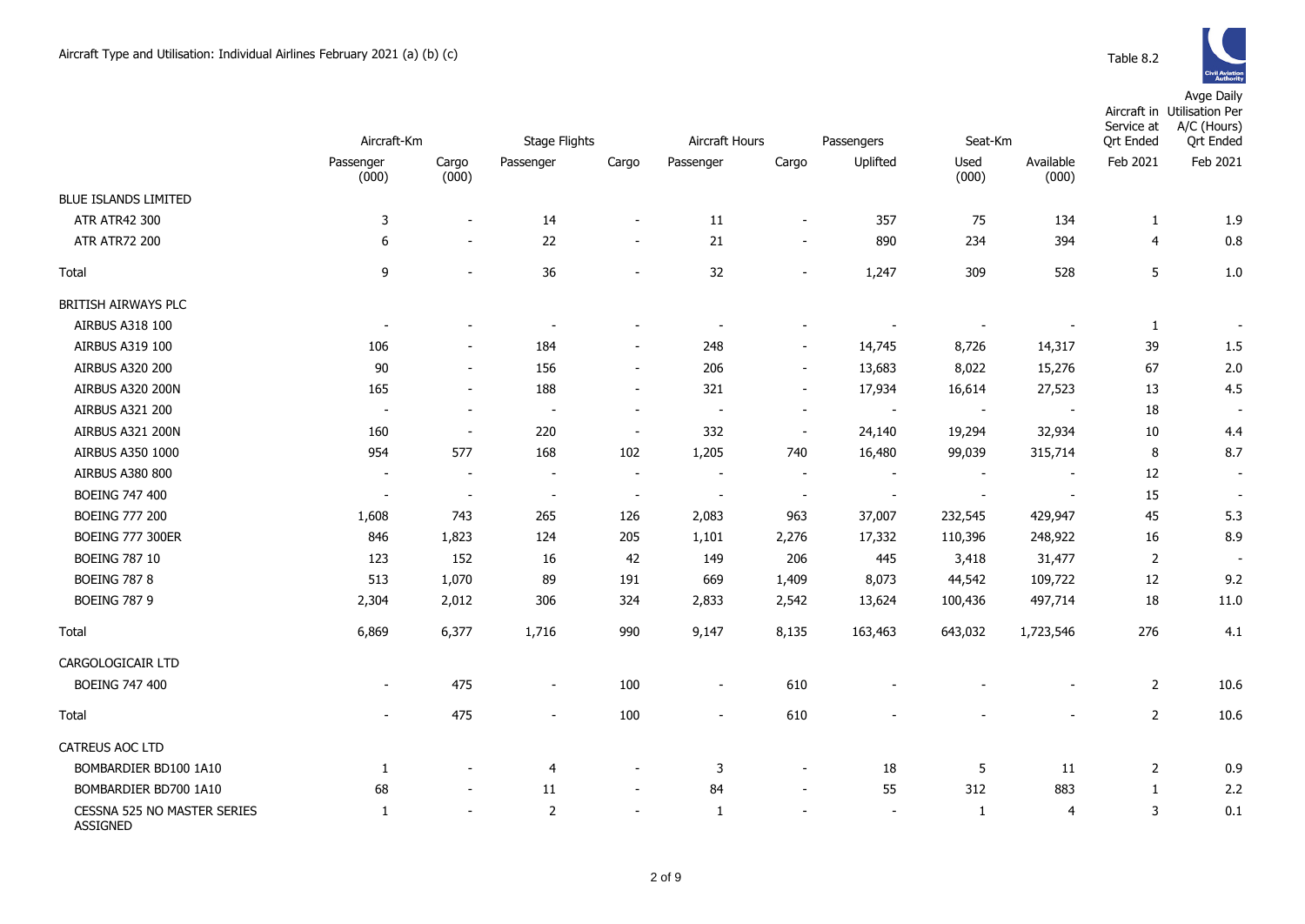Aircraft Type and Utilisation: Individual Airlines February 2021 (a) (b) (c)

Table 8.2

| | Aircraft-Km | | Stage Flights | | Aircraft Hours | | Passengers | Seat-Km | | Aircraft in Service at Qrt Ended | Avge Daily Utilisation Per A/C (Hours) Qrt Ended |
|---|---|---|---|---|---|---|---|---|---|---|---|
| | Passenger (000) | Cargo (000) | Passenger | Cargo | Passenger | Cargo | Uplifted | Used (000) | Available (000) | Feb 2021 | Feb 2021 |
| BLUE ISLANDS LIMITED | | | | | | | | | | | |
| ATR ATR42 300 | 3 | - | 14 | - | 11 | - | 357 | 75 | 134 | 1 | 1.9 |
| ATR ATR72 200 | 6 | - | 22 | - | 21 | - | 890 | 234 | 394 | 4 | 0.8 |
| Total | 9 | - | 36 | - | 32 | - | 1,247 | 309 | 528 | 5 | 1.0 |
| BRITISH AIRWAYS PLC | | | | | | | | | | | |
| AIRBUS A318 100 | - | - | - | - | - | - | - | - | - | 1 | - |
| AIRBUS A319 100 | 106 | - | 184 | - | 248 | - | 14,745 | 8,726 | 14,317 | 39 | 1.5 |
| AIRBUS A320 200 | 90 | - | 156 | - | 206 | - | 13,683 | 8,022 | 15,276 | 67 | 2.0 |
| AIRBUS A320 200N | 165 | - | 188 | - | 321 | - | 17,934 | 16,614 | 27,523 | 13 | 4.5 |
| AIRBUS A321 200 | - | - | - | - | - | - | - | - | - | 18 | - |
| AIRBUS A321 200N | 160 | - | 220 | - | 332 | - | 24,140 | 19,294 | 32,934 | 10 | 4.4 |
| AIRBUS A350 1000 | 954 | 577 | 168 | 102 | 1,205 | 740 | 16,480 | 99,039 | 315,714 | 8 | 8.7 |
| AIRBUS A380 800 | - | - | - | - | - | - | - | - | - | 12 | - |
| BOEING 747 400 | - | - | - | - | - | - | - | - | - | 15 | - |
| BOEING 777 200 | 1,608 | 743 | 265 | 126 | 2,083 | 963 | 37,007 | 232,545 | 429,947 | 45 | 5.3 |
| BOEING 777 300ER | 846 | 1,823 | 124 | 205 | 1,101 | 2,276 | 17,332 | 110,396 | 248,922 | 16 | 8.9 |
| BOEING 787 10 | 123 | 152 | 16 | 42 | 149 | 206 | 445 | 3,418 | 31,477 | 2 | - |
| BOEING 787 8 | 513 | 1,070 | 89 | 191 | 669 | 1,409 | 8,073 | 44,542 | 109,722 | 12 | 9.2 |
| BOEING 787 9 | 2,304 | 2,012 | 306 | 324 | 2,833 | 2,542 | 13,624 | 100,436 | 497,714 | 18 | 11.0 |
| Total | 6,869 | 6,377 | 1,716 | 990 | 9,147 | 8,135 | 163,463 | 643,032 | 1,723,546 | 276 | 4.1 |
| CARGOLOGICAIR LTD | | | | | | | | | | | |
| BOEING 747 400 | - | 475 | - | 100 | - | 610 | - | - | - | 2 | 10.6 |
| Total | - | 475 | - | 100 | - | 610 | - | - | - | 2 | 10.6 |
| CATREUS AOC LTD | | | | | | | | | | | |
| BOMBARDIER BD100 1A10 | 1 | - | 4 | - | 3 | - | 18 | 5 | 11 | 2 | 0.9 |
| BOMBARDIER BD700 1A10 | 68 | - | 11 | - | 84 | - | 55 | 312 | 883 | 1 | 2.2 |
| CESSNA 525 NO MASTER SERIES ASSIGNED | 1 | - | 2 | - | 1 | - | - | 1 | 4 | 3 | 0.1 |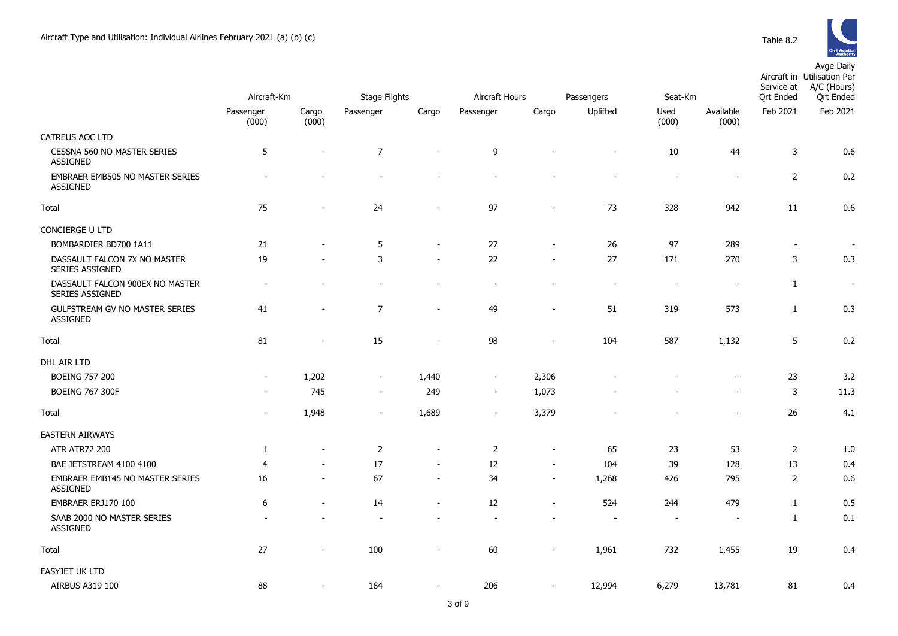Aircraft Type and Utilisation: Individual Airlines February 2021 (a) (b) (c)

Table 8.2

| | Aircraft-Km | | Stage Flights | | Aircraft Hours | | Passengers | Seat-Km | | Aircraft in Service at Qrt Ended | Avge Daily Utilisation Per A/C (Hours) Qrt Ended |
|---|---|---|---|---|---|---|---|---|---|---|---|
| | Passenger (000) | Cargo (000) | Passenger | Cargo | Passenger | Cargo | Uplifted | Used (000) | Available (000) | Feb 2021 | Feb 2021 |
| CATREUS AOC LTD | | | | | | | | | | | |
| CESSNA 560 NO MASTER SERIES ASSIGNED | 5 | - | 7 | - | 9 | - | - | 10 | 44 | 3 | 0.6 |
| EMBRAER EMB505 NO MASTER SERIES ASSIGNED | - | - | - | - | - | - | - | - | - | 2 | 0.2 |
| Total | 75 | - | 24 | - | 97 | - | 73 | 328 | 942 | 11 | 0.6 |
| CONCIERGE U LTD | | | | | | | | | | | |
| BOMBARDIER BD700 1A11 | 21 | - | 5 | - | 27 | - | 26 | 97 | 289 | - | - |
| DASSAULT FALCON 7X NO MASTER SERIES ASSIGNED | 19 | - | 3 | - | 22 | - | 27 | 171 | 270 | 3 | 0.3 |
| DASSAULT FALCON 900EX NO MASTER SERIES ASSIGNED | - | - | - | - | - | - | - | - | - | 1 | - |
| GULFSTREAM GV NO MASTER SERIES ASSIGNED | 41 | - | 7 | - | 49 | - | 51 | 319 | 573 | 1 | 0.3 |
| Total | 81 | - | 15 | - | 98 | - | 104 | 587 | 1,132 | 5 | 0.2 |
| DHL AIR LTD | | | | | | | | | | | |
| BOEING 757 200 | - | 1,202 | - | 1,440 | - | 2,306 | - | - | - | 23 | 3.2 |
| BOEING 767 300F | - | 745 | - | 249 | - | 1,073 | - | - | - | 3 | 11.3 |
| Total | - | 1,948 | - | 1,689 | - | 3,379 | - | - | - | 26 | 4.1 |
| EASTERN AIRWAYS | | | | | | | | | | | |
| ATR ATR72 200 | 1 | - | 2 | - | 2 | - | 65 | 23 | 53 | 2 | 1.0 |
| BAE JETSTREAM 4100 4100 | 4 | - | 17 | - | 12 | - | 104 | 39 | 128 | 13 | 0.4 |
| EMBRAER EMB145 NO MASTER SERIES ASSIGNED | 16 | - | 67 | - | 34 | - | 1,268 | 426 | 795 | 2 | 0.6 |
| EMBRAER ERJ170 100 | 6 | - | 14 | - | 12 | - | 524 | 244 | 479 | 1 | 0.5 |
| SAAB 2000 NO MASTER SERIES ASSIGNED | - | - | - | - | - | - | - | - | - | 1 | 0.1 |
| Total | 27 | - | 100 | - | 60 | - | 1,961 | 732 | 1,455 | 19 | 0.4 |
| EASYJET UK LTD | | | | | | | | | | | |
| AIRBUS A319 100 | 88 | - | 184 | - | 206 | - | 12,994 | 6,279 | 13,781 | 81 | 0.4 |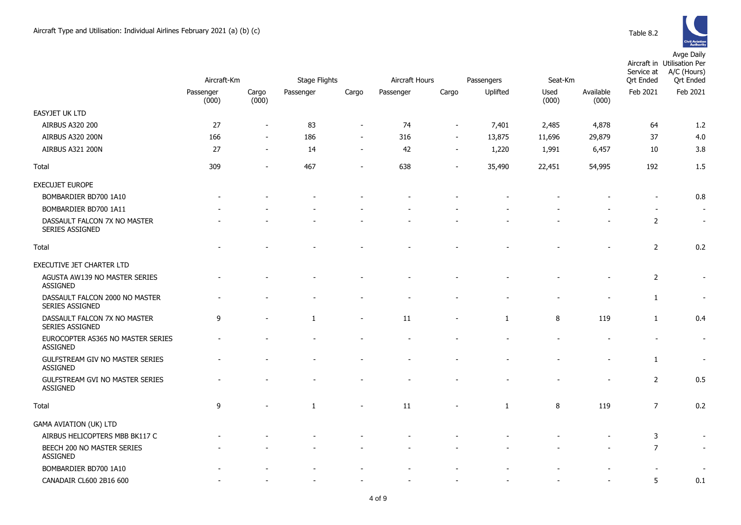Aircraft Type and Utilisation: Individual Airlines February 2021 (a) (b) (c)

Table 8.2

| | Aircraft-Km | | Stage Flights | | Aircraft Hours | | Passengers | Seat-Km | | Aircraft in Service at Qrt Ended | Avge Daily Utilisation Per A/C (Hours) Qrt Ended |
|---|---|---|---|---|---|---|---|---|---|---|---|
| | Passenger (000) | Cargo (000) | Passenger | Cargo | Passenger | Cargo | Uplifted | Used (000) | Available (000) | Feb 2021 | Feb 2021 |
| EASYJET UK LTD | | | | | | | | | | | |
| AIRBUS A320 200 | 27 | - | 83 | - | 74 | - | 7,401 | 2,485 | 4,878 | 64 | 1.2 |
| AIRBUS A320 200N | 166 | - | 186 | - | 316 | - | 13,875 | 11,696 | 29,879 | 37 | 4.0 |
| AIRBUS A321 200N | 27 | - | 14 | - | 42 | - | 1,220 | 1,991 | 6,457 | 10 | 3.8 |
| Total | 309 | - | 467 | - | 638 | - | 35,490 | 22,451 | 54,995 | 192 | 1.5 |
| EXECUJET EUROPE | | | | | | | | | | | |
| BOMBARDIER BD700 1A10 | - | - | - | - | - | - | - | - | - | - | 0.8 |
| BOMBARDIER BD700 1A11 | - | - | - | - | - | - | - | - | - | - | - |
| DASSAULT FALCON 7X NO MASTER SERIES ASSIGNED | - | - | - | - | - | - | - | - | - | 2 | - |
| Total | - | - | - | - | - | - | - | - | - | 2 | 0.2 |
| EXECUTIVE JET CHARTER LTD | | | | | | | | | | | |
| AGUSTA AW139 NO MASTER SERIES ASSIGNED | - | - | - | - | - | - | - | - | - | 2 | - |
| DASSAULT FALCON 2000 NO MASTER SERIES ASSIGNED | - | - | - | - | - | - | - | - | - | 1 | - |
| DASSAULT FALCON 7X NO MASTER SERIES ASSIGNED | 9 | - | 1 | - | 11 | - | 1 | 8 | 119 | 1 | 0.4 |
| EUROCOPTER AS365 NO MASTER SERIES ASSIGNED | - | - | - | - | - | - | - | - | - | - | - |
| GULFSTREAM GIV NO MASTER SERIES ASSIGNED | - | - | - | - | - | - | - | - | - | 1 | - |
| GULFSTREAM GVI NO MASTER SERIES ASSIGNED | - | - | - | - | - | - | - | - | - | 2 | 0.5 |
| Total | 9 | - | 1 | - | 11 | - | 1 | 8 | 119 | 7 | 0.2 |
| GAMA AVIATION (UK) LTD | | | | | | | | | | | |
| AIRBUS HELICOPTERS MBB BK117 C | - | - | - | - | - | - | - | - | - | 3 | - |
| BEECH 200 NO MASTER SERIES ASSIGNED | - | - | - | - | - | - | - | - | - | 7 | - |
| BOMBARDIER BD700 1A10 | - | - | - | - | - | - | - | - | - | - | - |
| CANADAIR CL600 2B16 600 | - | - | - | - | - | - | - | - | - | 5 | 0.1 |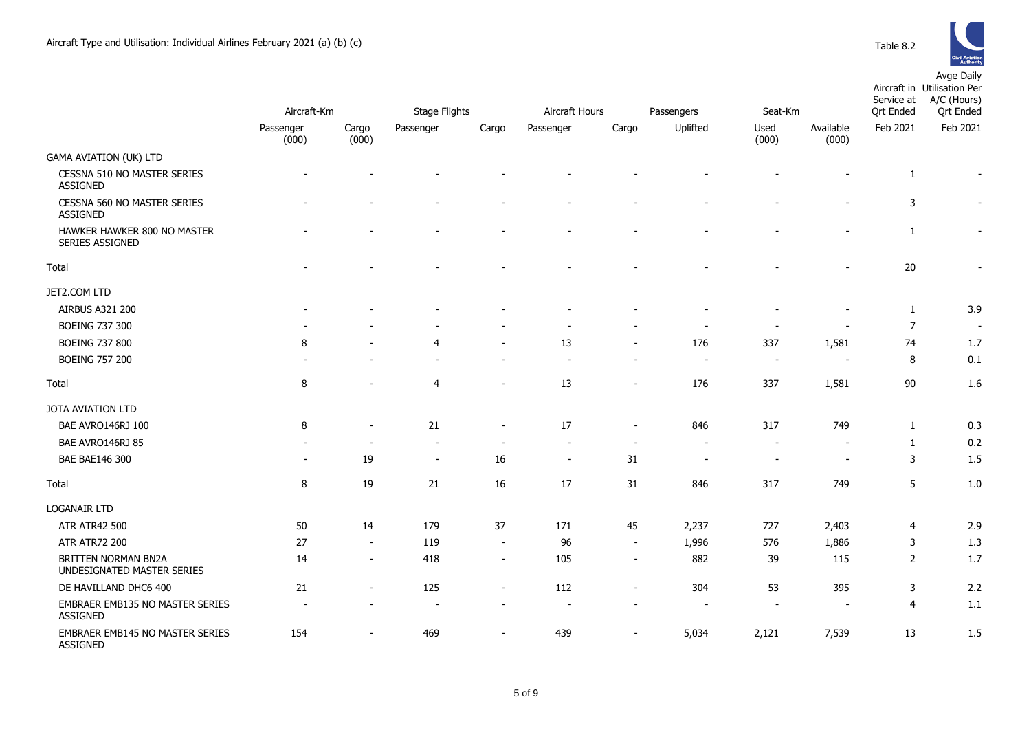Aircraft Type and Utilisation: Individual Airlines February 2021 (a) (b) (c)

Table 8.2

| | Aircraft-Km | | Stage Flights | | Aircraft Hours | | Passengers | Seat-Km | | Aircraft in Service at Qrt Ended | Avge Daily Utilisation Per A/C (Hours) Qrt Ended |
|---|---|---|---|---|---|---|---|---|---|---|---|
| | Passenger (000) | Cargo (000) | Passenger | Cargo | Passenger | Cargo | Uplifted | Used (000) | Available (000) | Feb 2021 | Feb 2021 |
| GAMA AVIATION (UK) LTD | | | | | | | | | | | |
| CESSNA 510 NO MASTER SERIES ASSIGNED | - | - | - | - | - | - | - | - | - | 1 | - |
| CESSNA 560 NO MASTER SERIES ASSIGNED | - | - | - | - | - | - | - | - | - | 3 | - |
| HAWKER HAWKER 800 NO MASTER SERIES ASSIGNED | - | - | - | - | - | - | - | - | - | 1 | - |
| Total | - | - | - | - | - | - | - | - | - | 20 | - |
| JET2.COM LTD | | | | | | | | | | | |
| AIRBUS A321 200 | - | - | - | - | - | - | - | - | - | 1 | 3.9 |
| BOEING 737 300 | - | - | - | - | - | - | - | - | - | 7 | - |
| BOEING 737 800 | 8 | - | 4 | - | 13 | - | 176 | 337 | 1,581 | 74 | 1.7 |
| BOEING 757 200 | - | - | - | - | - | - | - | - | - | 8 | 0.1 |
| Total | 8 | - | 4 | - | 13 | - | 176 | 337 | 1,581 | 90 | 1.6 |
| JOTA AVIATION LTD | | | | | | | | | | | |
| BAE AVRO146RJ 100 | 8 | - | 21 | - | 17 | - | 846 | 317 | 749 | 1 | 0.3 |
| BAE AVRO146RJ 85 | - | - | - | - | - | - | - | - | - | 1 | 0.2 |
| BAE BAE146 300 | - | 19 | - | 16 | - | 31 | - | - | - | 3 | 1.5 |
| Total | 8 | 19 | 21 | 16 | 17 | 31 | 846 | 317 | 749 | 5 | 1.0 |
| LOGANAIR LTD | | | | | | | | | | | |
| ATR ATR42 500 | 50 | 14 | 179 | 37 | 171 | 45 | 2,237 | 727 | 2,403 | 4 | 2.9 |
| ATR ATR72 200 | 27 | - | 119 | - | 96 | - | 1,996 | 576 | 1,886 | 3 | 1.3 |
| BRITTEN NORMAN BN2A UNDESIGNATED MASTER SERIES | 14 | - | 418 | - | 105 | - | 882 | 39 | 115 | 2 | 1.7 |
| DE HAVILLAND DHC6 400 | 21 | - | 125 | - | 112 | - | 304 | 53 | 395 | 3 | 2.2 |
| EMBRAER EMB135 NO MASTER SERIES ASSIGNED | - | - | - | - | - | - | - | - | - | 4 | 1.1 |
| EMBRAER EMB145 NO MASTER SERIES ASSIGNED | 154 | - | 469 | - | 439 | - | 5,034 | 2,121 | 7,539 | 13 | 1.5 |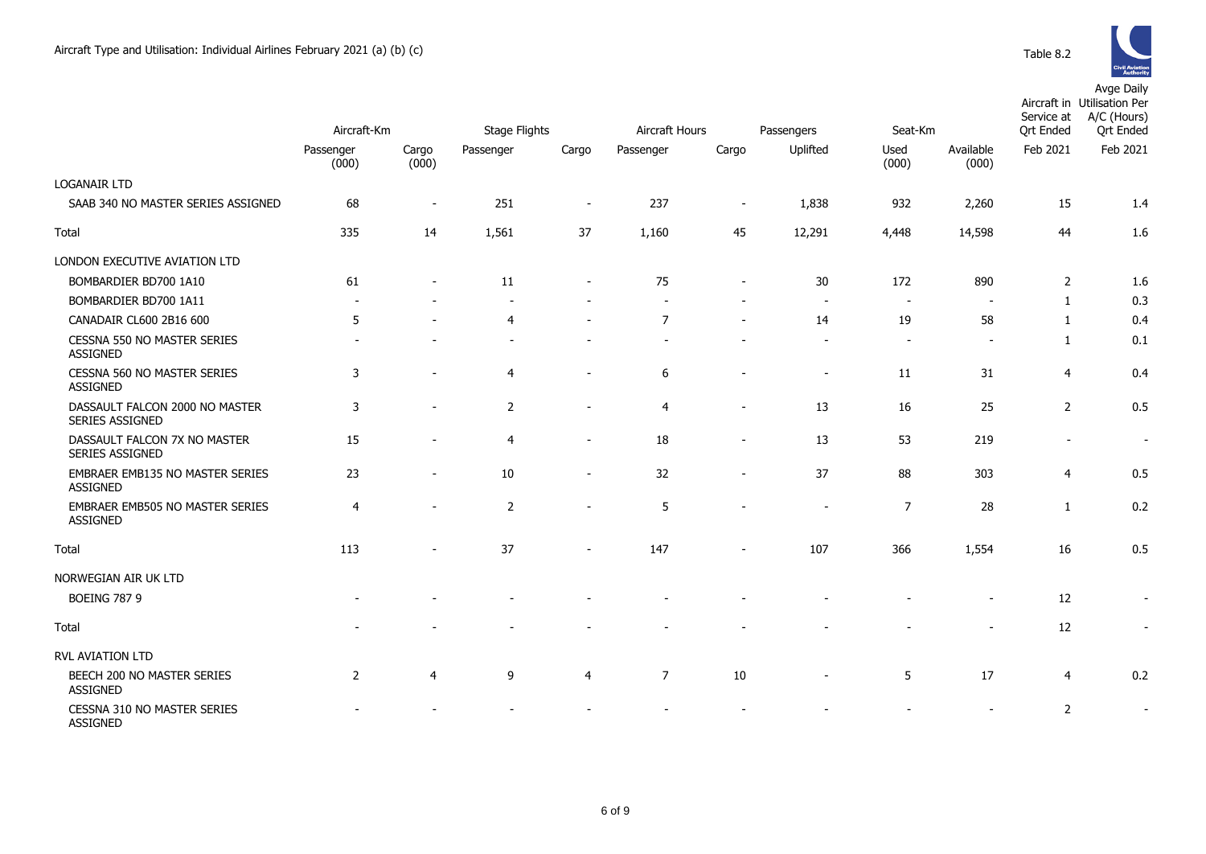Aircraft Type and Utilisation: Individual Airlines February 2021 (a) (b) (c)

Table 8.2

| | Aircraft-Km | | Stage Flights | | Aircraft Hours | | Passengers | Seat-Km | | Aircraft in Service at Qrt Ended | Avge Daily Utilisation Per A/C (Hours) Qrt Ended |
|---|---|---|---|---|---|---|---|---|---|---|---|
| | Passenger (000) | Cargo (000) | Passenger | Cargo | Passenger | Cargo | Uplifted | Used (000) | Available (000) | Feb 2021 | Feb 2021 |
| LOGANAIR LTD | | | | | | | | | | | |
| SAAB 340 NO MASTER SERIES ASSIGNED | 68 | - | 251 | - | 237 | - | 1,838 | 932 | 2,260 | 15 | 1.4 |
| Total | 335 | 14 | 1,561 | 37 | 1,160 | 45 | 12,291 | 4,448 | 14,598 | 44 | 1.6 |
| LONDON EXECUTIVE AVIATION LTD | | | | | | | | | | | |
| BOMBARDIER BD700 1A10 | 61 | - | 11 | - | 75 | - | 30 | 172 | 890 | 2 | 1.6 |
| BOMBARDIER BD700 1A11 | - | - | - | - | - | - | - | - | - | 1 | 0.3 |
| CANADAIR CL600 2B16 600 | 5 | - | 4 | - | 7 | - | 14 | 19 | 58 | 1 | 0.4 |
| CESSNA 550 NO MASTER SERIES ASSIGNED | - | - | - | - | - | - | - | - | - | 1 | 0.1 |
| CESSNA 560 NO MASTER SERIES ASSIGNED | 3 | - | 4 | - | 6 | - | - | 11 | 31 | 4 | 0.4 |
| DASSAULT FALCON 2000 NO MASTER SERIES ASSIGNED | 3 | - | 2 | - | 4 | - | 13 | 16 | 25 | 2 | 0.5 |
| DASSAULT FALCON 7X NO MASTER SERIES ASSIGNED | 15 | - | 4 | - | 18 | - | 13 | 53 | 219 | - | - |
| EMBRAER EMB135 NO MASTER SERIES ASSIGNED | 23 | - | 10 | - | 32 | - | 37 | 88 | 303 | 4 | 0.5 |
| EMBRAER EMB505 NO MASTER SERIES ASSIGNED | 4 | - | 2 | - | 5 | - | - | 7 | 28 | 1 | 0.2 |
| Total | 113 | - | 37 | - | 147 | - | 107 | 366 | 1,554 | 16 | 0.5 |
| NORWEGIAN AIR UK LTD | | | | | | | | | | | |
| BOEING 787 9 | - | - | - | - | - | - | - | - | - | 12 | - |
| Total | - | - | - | - | - | - | - | - | - | 12 | - |
| RVL AVIATION LTD | | | | | | | | | | | |
| BEECH 200 NO MASTER SERIES ASSIGNED | 2 | 4 | 9 | 4 | 7 | 10 | - | 5 | 17 | 4 | 0.2 |
| CESSNA 310 NO MASTER SERIES ASSIGNED | - | - | - | - | - | - | - | - | - | 2 | - |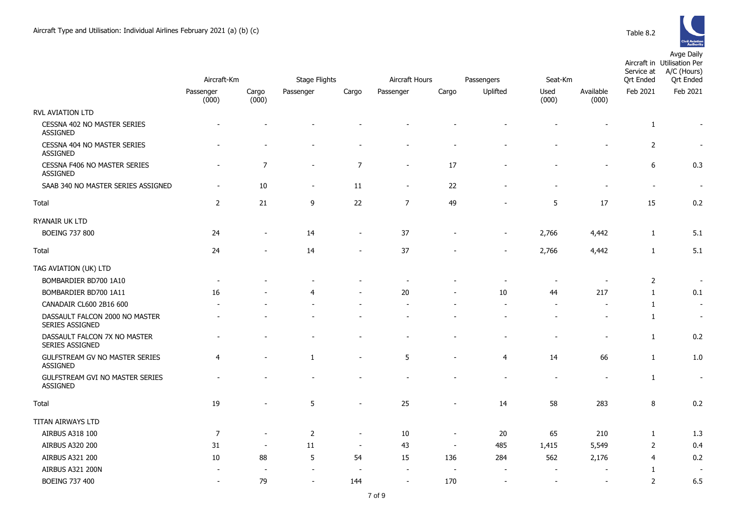Aircraft Type and Utilisation: Individual Airlines February 2021 (a) (b) (c)

Table 8.2

| | Aircraft-Km | | Stage Flights | | Aircraft Hours | | Passengers | Seat-Km | | Aircraft in Service at Qrt Ended | Avge Daily Utilisation Per A/C (Hours) Qrt Ended |
|---|---|---|---|---|---|---|---|---|---|---|---|
| | Passenger (000) | Cargo (000) | Passenger | Cargo | Passenger | Cargo | Uplifted | Used (000) | Available (000) | Feb 2021 | Feb 2021 |
| RVL AVIATION LTD | | | | | | | | | | | |
| CESSNA 402 NO MASTER SERIES ASSIGNED | - | - | - | - | - | - | - | - | - | 1 | - |
| CESSNA 404 NO MASTER SERIES ASSIGNED | - | - | - | - | - | - | - | - | - | 2 | - |
| CESSNA F406 NO MASTER SERIES ASSIGNED | - | 7 | - | 7 | - | 17 | - | - | - | 6 | 0.3 |
| SAAB 340 NO MASTER SERIES ASSIGNED | - | 10 | - | 11 | - | 22 | - | - | - | - | - |
| Total | 2 | 21 | 9 | 22 | 7 | 49 | - | 5 | 17 | 15 | 0.2 |
| RYANAIR UK LTD | | | | | | | | | | | |
| BOEING 737 800 | 24 | - | 14 | - | 37 | - | - | 2,766 | 4,442 | 1 | 5.1 |
| Total | 24 | - | 14 | - | 37 | - | - | 2,766 | 4,442 | 1 | 5.1 |
| TAG AVIATION (UK) LTD | | | | | | | | | | | |
| BOMBARDIER BD700 1A10 | - | - | - | - | - | - | - | - | - | 2 | - |
| BOMBARDIER BD700 1A11 | 16 | - | 4 | - | 20 | - | 10 | 44 | 217 | 1 | 0.1 |
| CANADAIR CL600 2B16 600 | - | - | - | - | - | - | - | - | - | 1 | - |
| DASSAULT FALCON 2000 NO MASTER SERIES ASSIGNED | - | - | - | - | - | - | - | - | - | 1 | - |
| DASSAULT FALCON 7X NO MASTER SERIES ASSIGNED | - | - | - | - | - | - | - | - | - | 1 | 0.2 |
| GULFSTREAM GV NO MASTER SERIES ASSIGNED | 4 | - | 1 | - | 5 | - | 4 | 14 | 66 | 1 | 1.0 |
| GULFSTREAM GVI NO MASTER SERIES ASSIGNED | - | - | - | - | - | - | - | - | - | 1 | - |
| Total | 19 | - | 5 | - | 25 | - | 14 | 58 | 283 | 8 | 0.2 |
| TITAN AIRWAYS LTD | | | | | | | | | | | |
| AIRBUS A318 100 | 7 | - | 2 | - | 10 | - | 20 | 65 | 210 | 1 | 1.3 |
| AIRBUS A320 200 | 31 | - | 11 | - | 43 | - | 485 | 1,415 | 5,549 | 2 | 0.4 |
| AIRBUS A321 200 | 10 | 88 | 5 | 54 | 15 | 136 | 284 | 562 | 2,176 | 4 | 0.2 |
| AIRBUS A321 200N | - | - | - | - | - | - | - | - | - | 1 | - |
| BOEING 737 400 | - | 79 | - | 144 | - | 170 | - | - | - | 2 | 6.5 |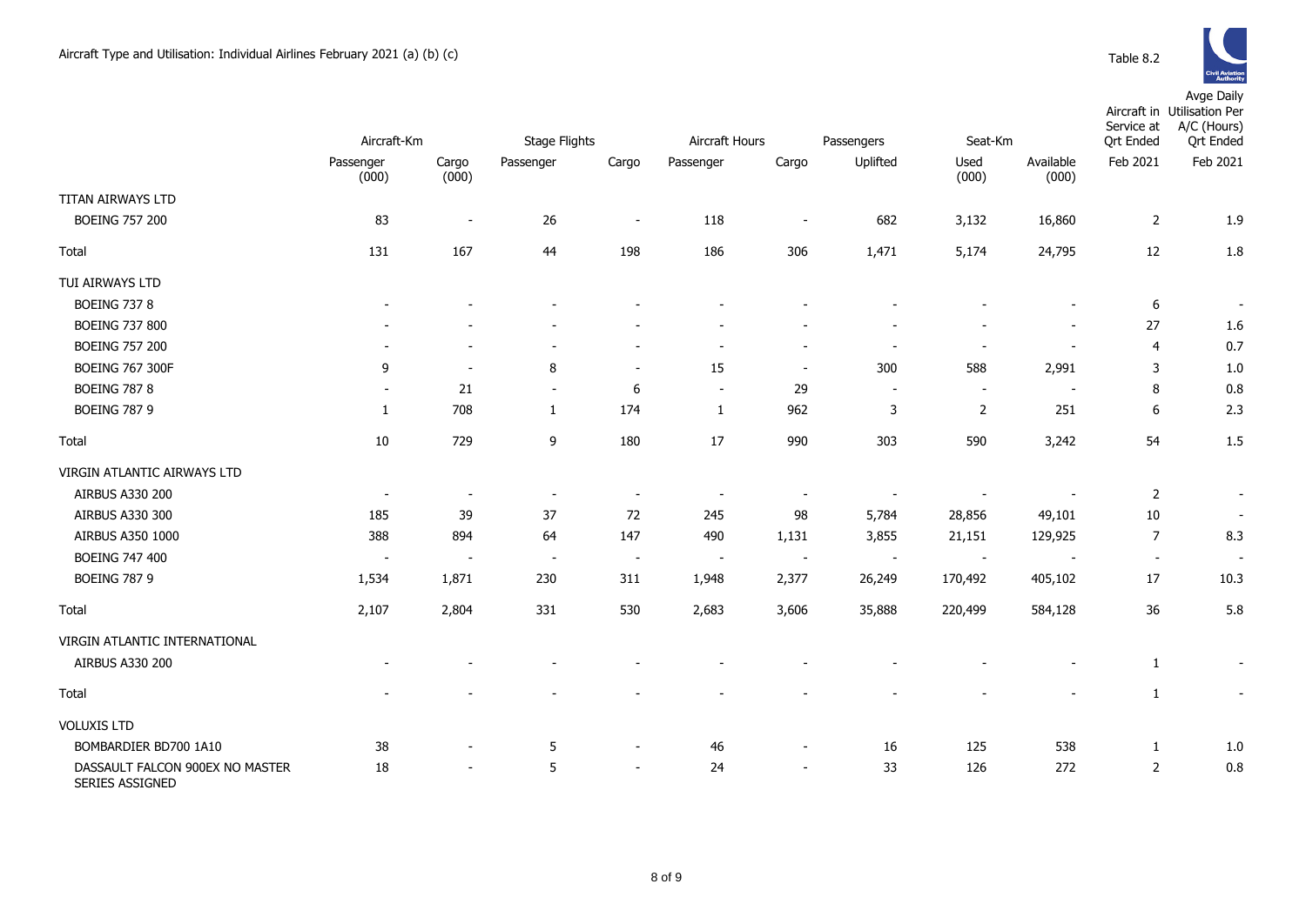Aircraft Type and Utilisation: Individual Airlines February 2021 (a) (b) (c)

Table 8.2

| | Aircraft-Km | | Stage Flights | | Aircraft Hours | | Passengers | Seat-Km | | Aircraft in Service at Qrt Ended | Avge Daily Utilisation Per A/C (Hours) Qrt Ended |
|---|---|---|---|---|---|---|---|---|---|---|---|
| | Passenger (000) | Cargo (000) | Passenger | Cargo | Passenger | Cargo | Uplifted | Used (000) | Available (000) | Feb 2021 | Feb 2021 |
| TITAN AIRWAYS LTD | | | | | | | | | | | |
| BOEING 757 200 | 83 | - | 26 | - | 118 | - | 682 | 3,132 | 16,860 | 2 | 1.9 |
| Total | 131 | 167 | 44 | 198 | 186 | 306 | 1,471 | 5,174 | 24,795 | 12 | 1.8 |
| TUI AIRWAYS LTD | | | | | | | | | | | |
| BOEING 737 8 | - | - | - | - | - | - | - | - | - | 6 | - |
| BOEING 737 800 | - | - | - | - | - | - | - | - | - | 27 | 1.6 |
| BOEING 757 200 | - | - | - | - | - | - | - | - | - | 4 | 0.7 |
| BOEING 767 300F | 9 | - | 8 | - | 15 | - | 300 | 588 | 2,991 | 3 | 1.0 |
| BOEING 787 8 | - | 21 | - | 6 | - | 29 | - | - | - | 8 | 0.8 |
| BOEING 787 9 | 1 | 708 | 1 | 174 | 1 | 962 | 3 | 2 | 251 | 6 | 2.3 |
| Total | 10 | 729 | 9 | 180 | 17 | 990 | 303 | 590 | 3,242 | 54 | 1.5 |
| VIRGIN ATLANTIC AIRWAYS LTD | | | | | | | | | | | |
| AIRBUS A330 200 | - | - | - | - | - | - | - | - | - | 2 | - |
| AIRBUS A330 300 | 185 | 39 | 37 | 72 | 245 | 98 | 5,784 | 28,856 | 49,101 | 10 | - |
| AIRBUS A350 1000 | 388 | 894 | 64 | 147 | 490 | 1,131 | 3,855 | 21,151 | 129,925 | 7 | 8.3 |
| BOEING 747 400 | - | - | - | - | - | - | - | - | - | - | - |
| BOEING 787 9 | 1,534 | 1,871 | 230 | 311 | 1,948 | 2,377 | 26,249 | 170,492 | 405,102 | 17 | 10.3 |
| Total | 2,107 | 2,804 | 331 | 530 | 2,683 | 3,606 | 35,888 | 220,499 | 584,128 | 36 | 5.8 |
| VIRGIN ATLANTIC INTERNATIONAL | | | | | | | | | | | |
| AIRBUS A330 200 | - | - | - | - | - | - | - | - | - | 1 | - |
| Total | - | - | - | - | - | - | - | - | - | 1 | - |
| VOLUXIS LTD | | | | | | | | | | | |
| BOMBARDIER BD700 1A10 | 38 | - | 5 | - | 46 | - | 16 | 125 | 538 | 1 | 1.0 |
| DASSAULT FALCON 900EX NO MASTER SERIES ASSIGNED | 18 | - | 5 | - | 24 | - | 33 | 126 | 272 | 2 | 0.8 |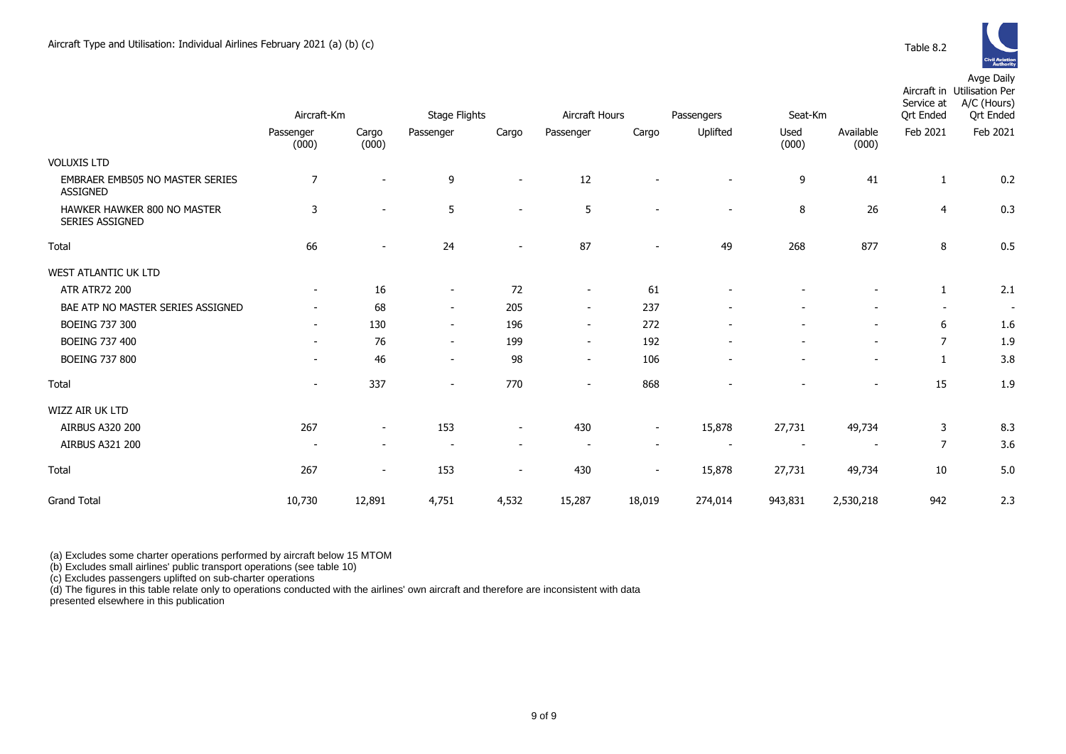Aircraft Type and Utilisation: Individual Airlines February 2021 (a) (b) (c)

Table 8.2

| | Aircraft-Km | | Stage Flights | | Aircraft Hours | | Passengers | Seat-Km | | Aircraft in Service at Qrt Ended | Avge Daily Utilisation Per A/C (Hours) Qrt Ended |
|---|---|---|---|---|---|---|---|---|---|---|---|
| | Passenger (000) | Cargo (000) | Passenger | Cargo | Passenger | Cargo | Uplifted | Used (000) | Available (000) | Feb 2021 | Feb 2021 |
| VOLUXIS LTD | | | | | | | | | | | |
| EMBRAER EMB505 NO MASTER SERIES ASSIGNED | 7 | - | 9 | - | 12 | - | - | 9 | 41 | 1 | 0.2 |
| HAWKER HAWKER 800 NO MASTER SERIES ASSIGNED | 3 | - | 5 | - | 5 | - | - | 8 | 26 | 4 | 0.3 |
| Total | 66 | - | 24 | - | 87 | - | 49 | 268 | 877 | 8 | 0.5 |
| WEST ATLANTIC UK LTD | | | | | | | | | | | |
| ATR ATR72 200 | - | 16 | - | 72 | - | 61 | - | - | - | 1 | 2.1 |
| BAE ATP NO MASTER SERIES ASSIGNED | - | 68 | - | 205 | - | 237 | - | - | - | - | - |
| BOEING 737 300 | - | 130 | - | 196 | - | 272 | - | - | - | 6 | 1.6 |
| BOEING 737 400 | - | 76 | - | 199 | - | 192 | - | - | - | 7 | 1.9 |
| BOEING 737 800 | - | 46 | - | 98 | - | 106 | - | - | - | 1 | 3.8 |
| Total | - | 337 | - | 770 | - | 868 | - | - | - | 15 | 1.9 |
| WIZZ AIR UK LTD | | | | | | | | | | | |
| AIRBUS A320 200 | 267 | - | 153 | - | 430 | - | 15,878 | 27,731 | 49,734 | 3 | 8.3 |
| AIRBUS A321 200 | - | - | - | - | - | - | - | - | - | 7 | 3.6 |
| Total | 267 | - | 153 | - | 430 | - | 15,878 | 27,731 | 49,734 | 10 | 5.0 |
| Grand Total | 10,730 | 12,891 | 4,751 | 4,532 | 15,287 | 18,019 | 274,014 | 943,831 | 2,530,218 | 942 | 2.3 |

(a) Excludes some charter operations performed by aircraft below 15 MTOM

(b) Excludes small airlines' public transport operations (see table 10)

(c) Excludes passengers uplifted on sub-charter operations

(d) The figures in this table relate only to operations conducted with the airlines' own aircraft and therefore are inconsistent with data presented elsewhere in this publication